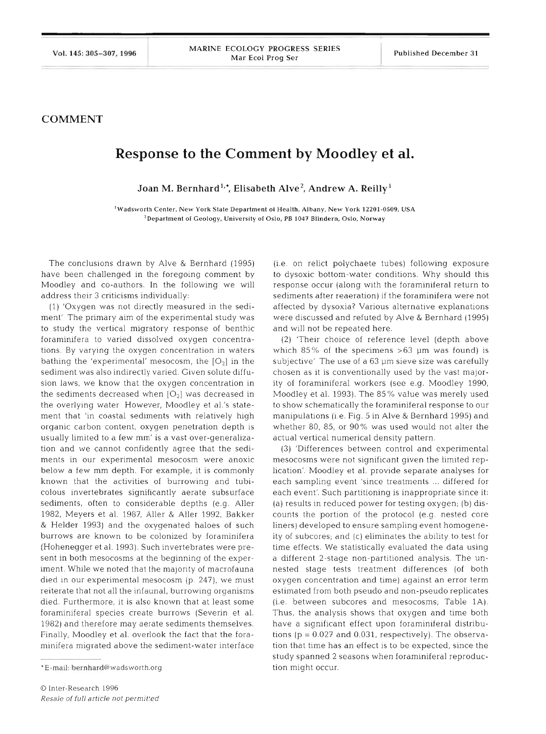## COMMENT

# Response to the Comment by Moodley et al.

**Joan M. Bernhard[1,*], Elisabeth Alve[2], Andrew A. Reilly[1]**

[1]Wadsworth Center, New York State Department of Health, Albany, New York 12201-0509, USA
[2]Department of Geology, University of Oslo, PB 1047 Blindern, Oslo, Norway

The conclusions drawn by Alve & Bernhard (1995) have been challenged in the foregoing comment by Moodley and co-authors. In the following we will address their 3 criticisms individually:

(1) 'Oxygen was not directly measured in the sediment' The primary aim of the experimental study was to study the vertical migratory response of benthic foraminifera to varied dissolved oxygen concentrations. By varying the oxygen concentration in waters bathing the 'experimental' mesocosm, the $[O_2]$ in the sediment was also indirectly varied. Given solute diffusion laws, we know that the oxygen concentration in the sediments decreased when $[O_2]$ was decreased in the overlying water. However, Moodley et al.'s statement that 'in coastal sediments with relatively high organic carbon content, oxygen penetration depth is usually limited to a few mm' is a vast over-generalization and we cannot confidently agree that the sediments in our experimental mesocosm were anoxic below a few mm depth. For example, it is commonly known that the activities of burrowing and tubicolous invertebrates significantly aerate subsurface sediments, often to considerable depths (e.g. Aller 1982, Meyers et al. 1987, Aller & Aller 1992, Bakker & Helder 1993) and the oxygenated haloes of such burrows are known to be colonized by foraminifera (Hohenegger et al. 1993). Such invertebrates were present in both mesocosms at the beginning of the experiment. While we noted that the majority of macrofauna died in our experimental mesocosm (p. 247), we must reiterate that not all the infaunal, burrowing organisms died. Furthermore, it is also known that at least some foraminiferal species create burrows (Severin et al. 1982) and therefore may aerate sediments themselves. Finally, Moodley et al. overlook the fact that the foraminifera migrated above the sediment-water interface (i.e. on relict polychaete tubes) following exposure to dysoxic bottom-water conditions. Why should this response occur (along with the foraminiferal return to sediments after reaeration) if the foraminifera were not affected by dysoxia? Various alternative explanations were discussed and refuted by Alve & Bernhard (1995) and will not be repeated here.

(2) 'Their choice of reference level (depth above which 85% of the specimens >63 µm was found) is subjective' The use of a 63 µm sieve size was carefully chosen as it is conventionally used by the vast majority of foraminiferal workers (see e.g. Moodley 1990, Moodley et al. 1993). The 85% value was merely used to show schematically the foraminiferal response to our manipulations (i.e. Fig. 5 in Alve & Bernhard 1995) and whether 80, 85, or 90% was used would not alter the actual vertical numerical density pattern.

(3) 'Differences between control and experimental mesocosms were not significant given the limited replication'. Moodley et al. provide separate analyses for each sampling event 'since treatments ... differed for each event'. Such partitioning is inappropriate since it: (a) results in reduced power for testing oxygen; (b) discounts the portion of the protocol (e.g. nested core liners) developed to ensure sampling event homogeneity of subcores; and (c) eliminates the ability to test for time effects. We statistically evaluated the data using a different 2-stage non-partitioned analysis. The unnested stage tests treatment differences (of both oxygen concentration and time) against an error term estimated from both pseudo and non-pseudo replicates (i.e. between subcores and mesocosms; Table 1A). Thus, the analysis shows that oxygen and time both have a significant effect upon foraminiferal distributions ($p = 0.027$ and $0.031$, respectively). The observation that time has an effect is to be expected, since the study spanned 2 seasons when foraminiferal reproduction might occur.

*E-mail: bernhard@wadsworth.org

© Inter-Research 1996
*Resale of full article not permitted*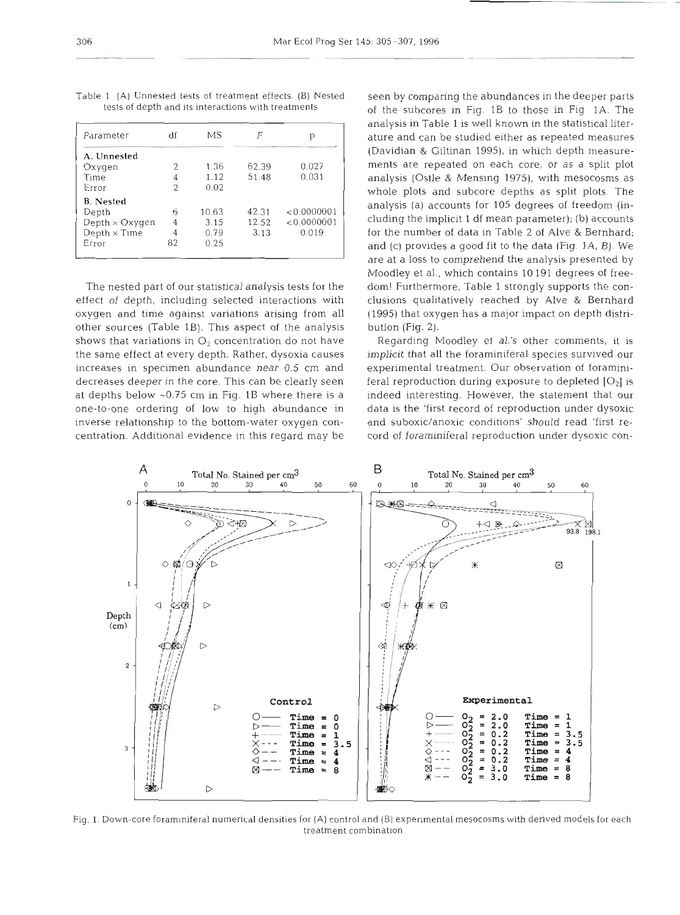Table 1 (A) Unnested tests of treatment effects. (B) Nested tests of depth and its interactions with treatments

| Parameter | df | MS | F | p |
|---|---|---|---|---|
| **A. Unnested** | | | | |
| Oxygen | 2 | 1.36 | 62.39 | 0.027 |
| Time | 4 | 1.12 | 51.48 | 0.031 |
| Error | 2 | 0.02 | | |
| **B. Nested** | | | | |
| Depth | 6 | 10.63 | 42.31 | <0.0000001 |
| Depth × Oxygen | 4 | 3.15 | 12.52 | <0.0000001 |
| Depth × Time | 4 | 0.79 | 3.13 | 0.019 |
| Error | 82 | 0.25 | | |

The nested part of our statistical analysis tests for the effect of depth, including selected interactions with oxygen and time against variations arising from all other sources (Table 1B). This aspect of the analysis shows that variations in $O_2$ concentration do not have the same effect at every depth. Rather, dysoxia causes increases in specimen abundance *near* 0.5 cm and decreases *deeper* in the core. This can be clearly seen at depths below ~0.75 cm in Fig. 1B where there is a one-to-one ordering of low to high abundance in inverse relationship to the bottom-water oxygen concentration. Additional evidence in this regard may be seen by comparing the abundances in the deeper parts of the subcores in Fig. 1B to those in Fig 1A. The analysis in Table 1 is well known in the statistical literature and can be studied either as repeated measures (Davidian & Giltinan 1995), in which depth measurements are repeated on each core, or as a split plot analysis (Ostle & Mensing 1975), with mesocosms as whole plots and subcore depths as split plots. The analysis (a) accounts for 105 degrees of freedom (including the implicit 1 df mean parameter); (b) accounts for the number of data in Table 2 of Alve & Bernhard; and (c) provides a good fit to the data (Fig. 1A, B). We are at a loss to comprehend the analysis presented by Moodley et al., which contains 10191 degrees of freedom! Furthermore, Table 1 strongly supports the conclusions qualitatively reached by Alve & Bernhard (1995) that oxygen has a major impact on depth distribution (Fig. 2).

Regarding Moodley et al.'s other comments, it is *implicit* that all the foraminiferal species survived our experimental treatment. Our observation of foraminiferal reproduction during exposure to depleted $[O_2]$ is indeed interesting. However, the statement that our data is the 'first record of reproduction under dysoxic and suboxic/anoxic conditions' *should* read 'first record of *foraminiferal* reproduction under dysoxic con-

Fig. 1. Down-core foraminiferal numerical densities for (A) control and (B) experimental mesocosms with derived models for each treatment combination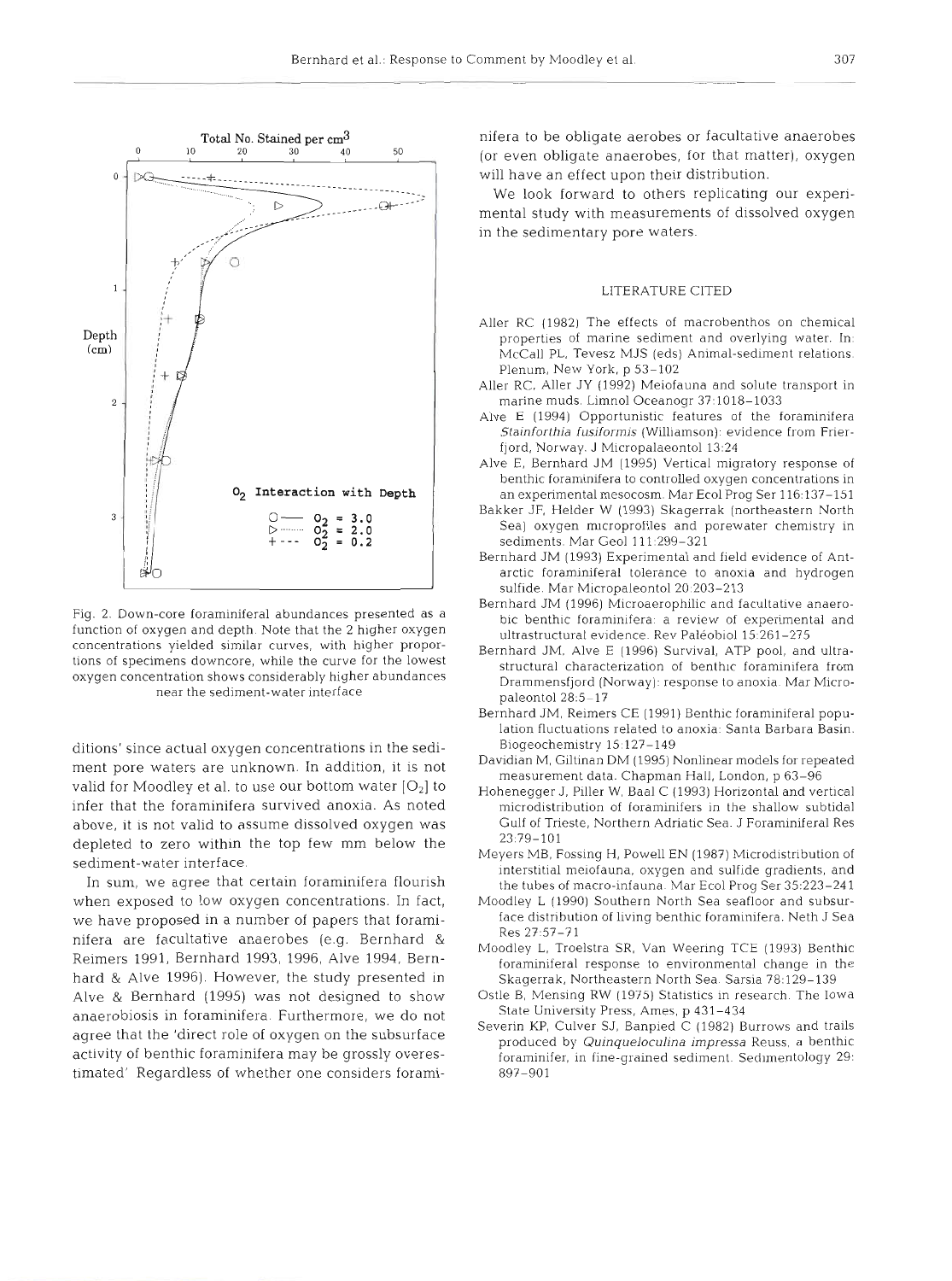Total No. Stained per cm$^3$

0 10 20 30 40 50

Depth (cm)

0 1 2 3

$O_2$ Interaction with Depth

○— $O_2$ = 3.0
▷······ $O_2$ = 2.0
+--- $O_2$ = 0.2

Fig. 2. Down-core foraminiferal abundances presented as a function of oxygen and depth. Note that the 2 higher oxygen concentrations yielded similar curves, with higher proportions of specimens downcore, while the curve for the lowest oxygen concentration shows considerably higher abundances near the sediment-water interface

ditions' since actual oxygen concentrations in the sediment pore waters are unknown. In addition, it is not valid for Moodley et al. to use our bottom water [$O_2$] to infer that the foraminifera survived anoxia. As noted above, it is not valid to assume dissolved oxygen was depleted to zero within the top few mm below the sediment-water interface.

In sum, we agree that certain foraminifera flourish when exposed to low oxygen concentrations. In fact, we have proposed in a number of papers that foraminifera are facultative anaerobes (e.g. Bernhard & Reimers 1991, Bernhard 1993, 1996, Alve 1994, Bernhard & Alve 1996). However, the study presented in Alve & Bernhard (1995) was not designed to show anaerobiosis in foraminifera. Furthermore, we do not agree that the 'direct role of oxygen on the subsurface activity of benthic foraminifera may be grossly overestimated'. Regardless of whether one considers foraminifera to be obligate aerobes or facultative anaerobes (or even obligate anaerobes, for that matter), oxygen will have an effect upon their distribution.

We look forward to others replicating our experimental study with measurements of dissolved oxygen in the sedimentary pore waters.

## LITERATURE CITED

Aller RC (1982) The effects of macrobenthos on chemical properties of marine sediment and overlying water. In: McCall PL, Tevesz MJS (eds) Animal-sediment relations. Plenum, New York, p 53–102

Aller RC, Aller JY (1992) Meiofauna and solute transport in marine muds. Limnol Oceanogr 37:1018–1033

Alve E (1994) Opportunistic features of the foraminifera *Stainforthia fusiformis* (Williamson): evidence from Frierfjord, Norway. J Micropalaeontol 13:24

Alve E, Bernhard JM (1995) Vertical migratory response of benthic foraminifera to controlled oxygen concentrations in an experimental mesocosm. Mar Ecol Prog Ser 116:137–151

Bakker JF, Helder W (1993) Skagerrak (northeastern North Sea) oxygen microprofiles and porewater chemistry in sediments. Mar Geol 111:299–321

Bernhard JM (1993) Experimental and field evidence of Antarctic foraminiferal tolerance to anoxia and hydrogen sulfide. Mar Micropaleontol 20:203–213

Bernhard JM (1996) Microaerophilic and facultative anaerobic benthic foraminifera: a review of experimental and ultrastructural evidence. Rev Paléobiol 15:261–275

Bernhard JM, Alve E (1996) Survival, ATP pool, and ultrastructural characterization of benthic foraminifera from Drammensfjord (Norway): response to anoxia. Mar Micropaleontol 28:5–17

Bernhard JM, Reimers CE (1991) Benthic foraminiferal population fluctuations related to anoxia: Santa Barbara Basin. Biogeochemistry 15:127–149

Davidian M, Giltinan DM (1995) Nonlinear models for repeated measurement data. Chapman Hall, London, p 63–96

Hohenegger J, Piller W, Baal C (1993) Horizontal and vertical microdistribution of foraminifers in the shallow subtidal Gulf of Trieste, Northern Adriatic Sea. J Foraminiferal Res 23:79–101

Meyers MB, Fossing H, Powell EN (1987) Microdistribution of interstitial meiofauna, oxygen and sulfide gradients, and the tubes of macro-infauna. Mar Ecol Prog Ser 35:223–241

Moodley L (1990) Southern North Sea seafloor and subsurface distribution of living benthic foraminifera. Neth J Sea Res 27:57–71

Moodley L, Troelstra SR, Van Weering TCE (1993) Benthic foraminiferal response to environmental change in the Skagerrak, Northeastern North Sea. Sarsia 78:129–139

Ostle B, Mensing RW (1975) Statistics in research. The Iowa State University Press, Ames, p 431–434

Severin KP, Culver SJ, Banpied C (1982) Burrows and trails produced by *Quinqueloculina impressa* Reuss, a benthic foraminifer, in fine-grained sediment. Sedimentology 29: 897–901